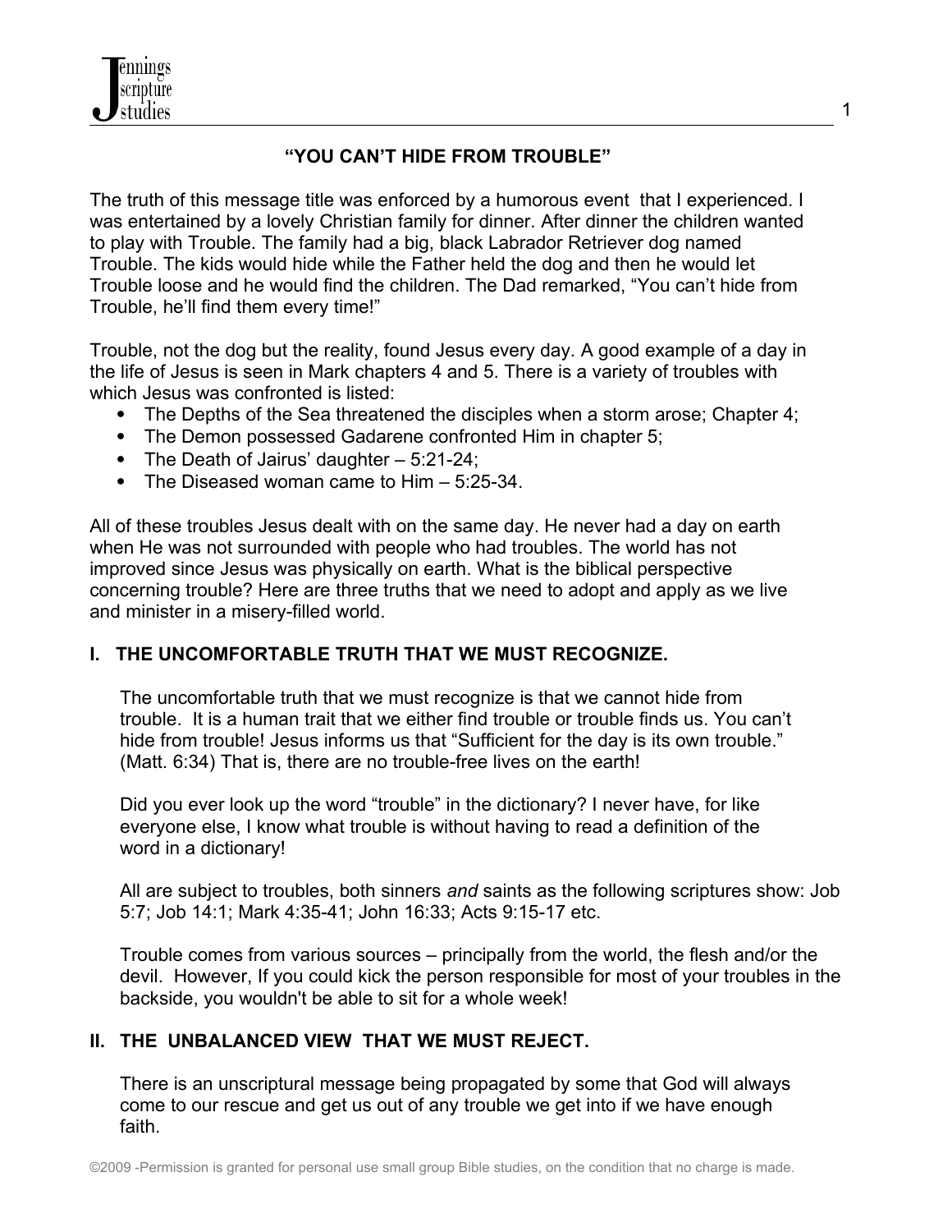## "YOU CAN'T HIDE FROM TROUBLE"

The truth of this message title was enforced by a humorous event that I experienced. I was entertained by a lovely Christian family for dinner. After dinner the children wanted to play with Trouble. The family had a big, black Labrador Retriever dog named Trouble. The kids would hide while the Father held the dog and then he would let Trouble loose and he would find the children. The Dad remarked, "You can't hide from Trouble, he'll find them every time!"

Trouble, not the dog but the reality, found Jesus every day. A good example of a day in the life of Jesus is seen in Mark chapters 4 and 5. There is a variety of troubles with which Jesus was confronted is listed:

- The Depths of the Sea threatened the disciples when a storm arose; Chapter 4;
- The Demon possessed Gadarene confronted Him in chapter 5;
- The Death of Jairus' daughter – 5:21-24;
- The Diseased woman came to Him – 5:25-34.

All of these troubles Jesus dealt with on the same day. He never had a day on earth when He was not surrounded with people who had troubles. The world has not improved since Jesus was physically on earth. What is the biblical perspective concerning trouble? Here are three truths that we need to adopt and apply as we live and minister in a misery-filled world.

### I. THE UNCOMFORTABLE TRUTH THAT WE MUST RECOGNIZE.

The uncomfortable truth that we must recognize is that we cannot hide from trouble. It is a human trait that we either find trouble or trouble finds us. You can't hide from trouble! Jesus informs us that "Sufficient for the day is its own trouble." (Matt. 6:34) That is, there are no trouble-free lives on the earth!

Did you ever look up the word "trouble" in the dictionary? I never have, for like everyone else, I know what trouble is without having to read a definition of the word in a dictionary!

All are subject to troubles, both sinners *and* saints as the following scriptures show: Job 5:7; Job 14:1; Mark 4:35-41; John 16:33; Acts 9:15-17 etc.

Trouble comes from various sources – principally from the world, the flesh and/or the devil. However, If you could kick the person responsible for most of your troubles in the backside, you wouldn't be able to sit for a whole week!

### II. THE UNBALANCED VIEW THAT WE MUST REJECT.

There is an unscriptural message being propagated by some that God will always come to our rescue and get us out of any trouble we get into if we have enough faith.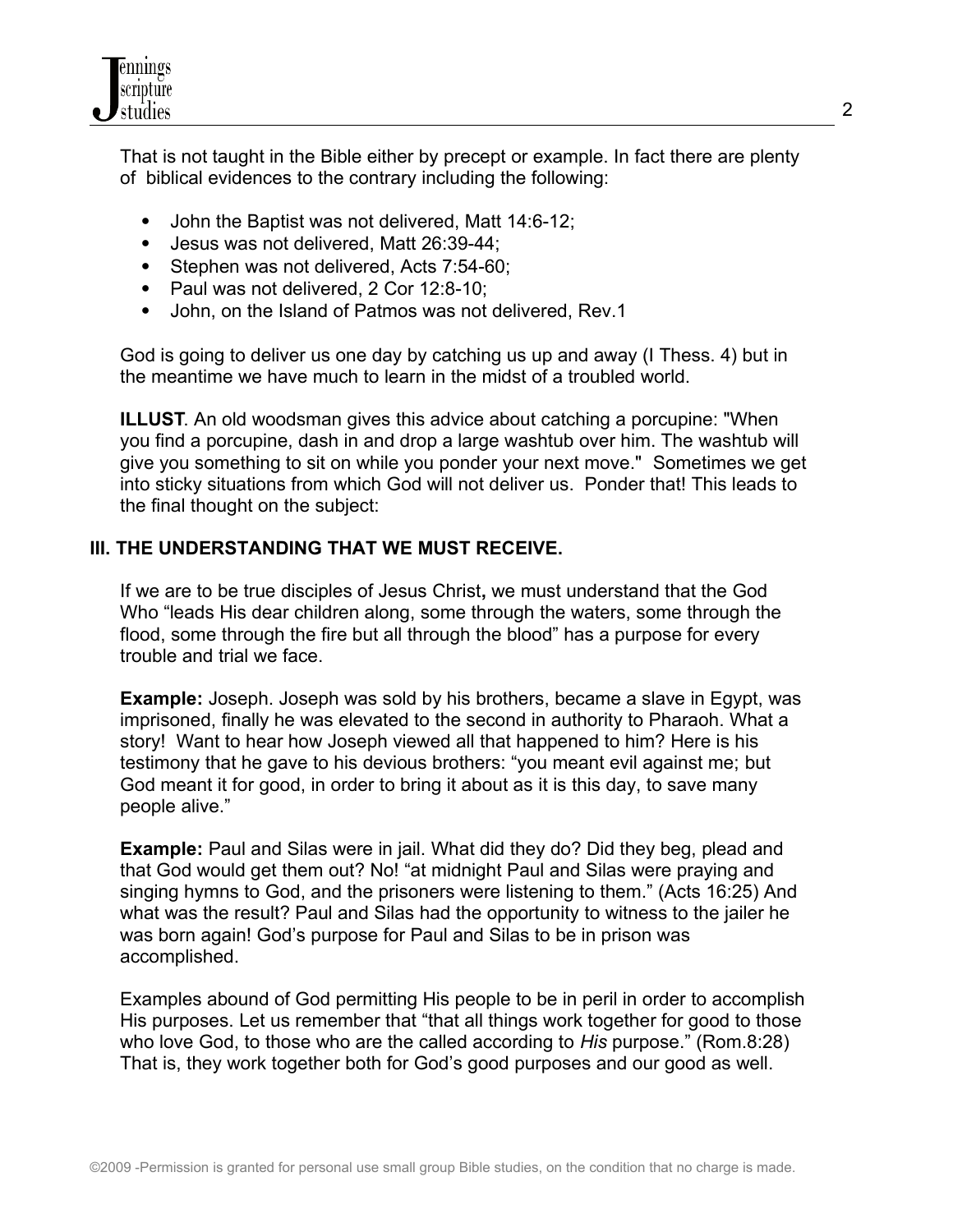That is not taught in the Bible either by precept or example. In fact there are plenty of biblical evidences to the contrary including the following:

- John the Baptist was not delivered, Matt 14:6-12;
- Jesus was not delivered, Matt 26:39-44;
- Stephen was not delivered, Acts 7:54-60;
- Paul was not delivered, 2 Cor 12:8-10;
- John, on the Island of Patmos was not delivered, Rev.1

God is going to deliver us one day by catching us up and away (I Thess. 4) but in the meantime we have much to learn in the midst of a troubled world.

**ILLUST**. An old woodsman gives this advice about catching a porcupine: "When you find a porcupine, dash in and drop a large washtub over him. The washtub will give you something to sit on while you ponder your next move." Sometimes we get into sticky situations from which God will not deliver us. Ponder that! This leads to the final thought on the subject:

## III. THE UNDERSTANDING THAT WE MUST RECEIVE.

If we are to be true disciples of Jesus Christ**,** we must understand that the God Who "leads His dear children along, some through the waters, some through the flood, some through the fire but all through the blood" has a purpose for every trouble and trial we face.

**Example:** Joseph. Joseph was sold by his brothers, became a slave in Egypt, was imprisoned, finally he was elevated to the second in authority to Pharaoh. What a story! Want to hear how Joseph viewed all that happened to him? Here is his testimony that he gave to his devious brothers: "you meant evil against me; but God meant it for good, in order to bring it about as it is this day, to save many people alive."

**Example:** Paul and Silas were in jail. What did they do? Did they beg, plead and that God would get them out? No! "at midnight Paul and Silas were praying and singing hymns to God, and the prisoners were listening to them." (Acts 16:25) And what was the result? Paul and Silas had the opportunity to witness to the jailer he was born again! God's purpose for Paul and Silas to be in prison was accomplished.

Examples abound of God permitting His people to be in peril in order to accomplish His purposes. Let us remember that "that all things work together for good to those who love God, to those who are the called according to *His* purpose." (Rom.8:28) That is, they work together both for God's good purposes and our good as well.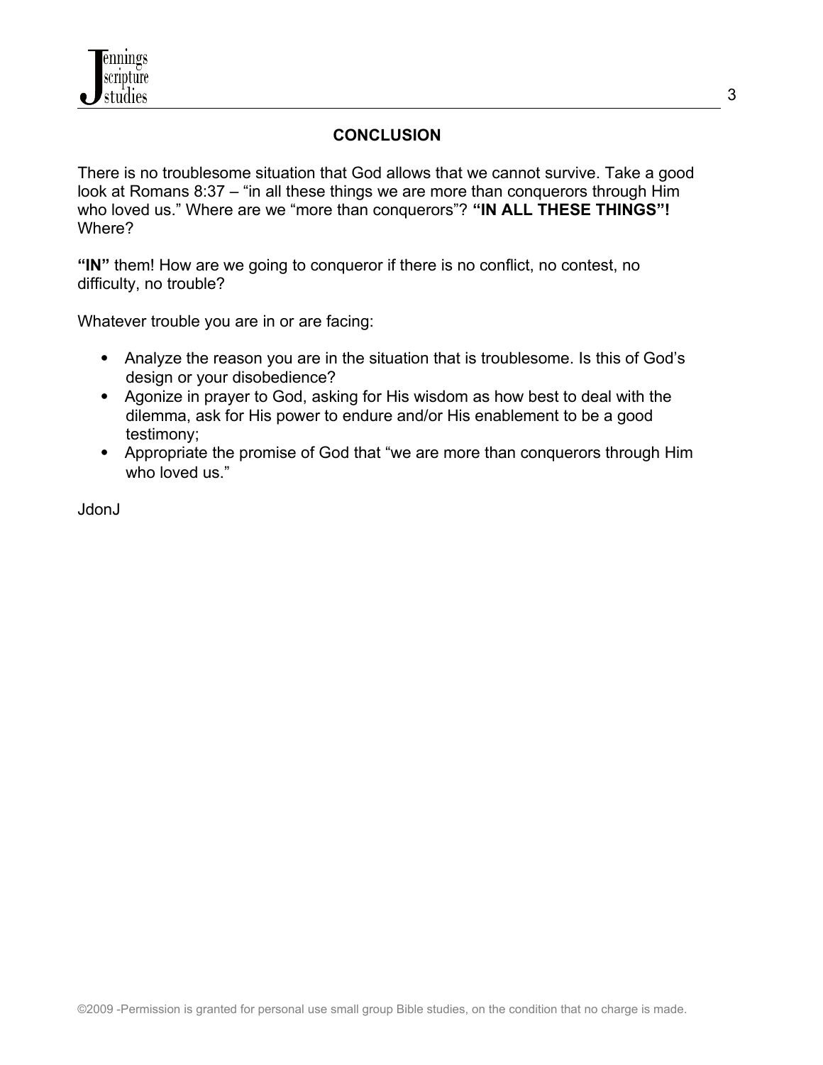## CONCLUSION

There is no troublesome situation that God allows that we cannot survive. Take a good look at Romans 8:37 – "in all these things we are more than conquerors through Him who loved us." Where are we "more than conquerors"? **"IN ALL THESE THINGS"!** Where?

**"IN"** them! How are we going to conqueror if there is no conflict, no contest, no difficulty, no trouble?

Whatever trouble you are in or are facing:

- Analyze the reason you are in the situation that is troublesome. Is this of God's design or your disobedience?
- Agonize in prayer to God, asking for His wisdom as how best to deal with the dilemma, ask for His power to endure and/or His enablement to be a good testimony;
- Appropriate the promise of God that "we are more than conquerors through Him who loved us."

JdonJ

©2009 -Permission is granted for personal use small group Bible studies, on the condition that no charge is made.